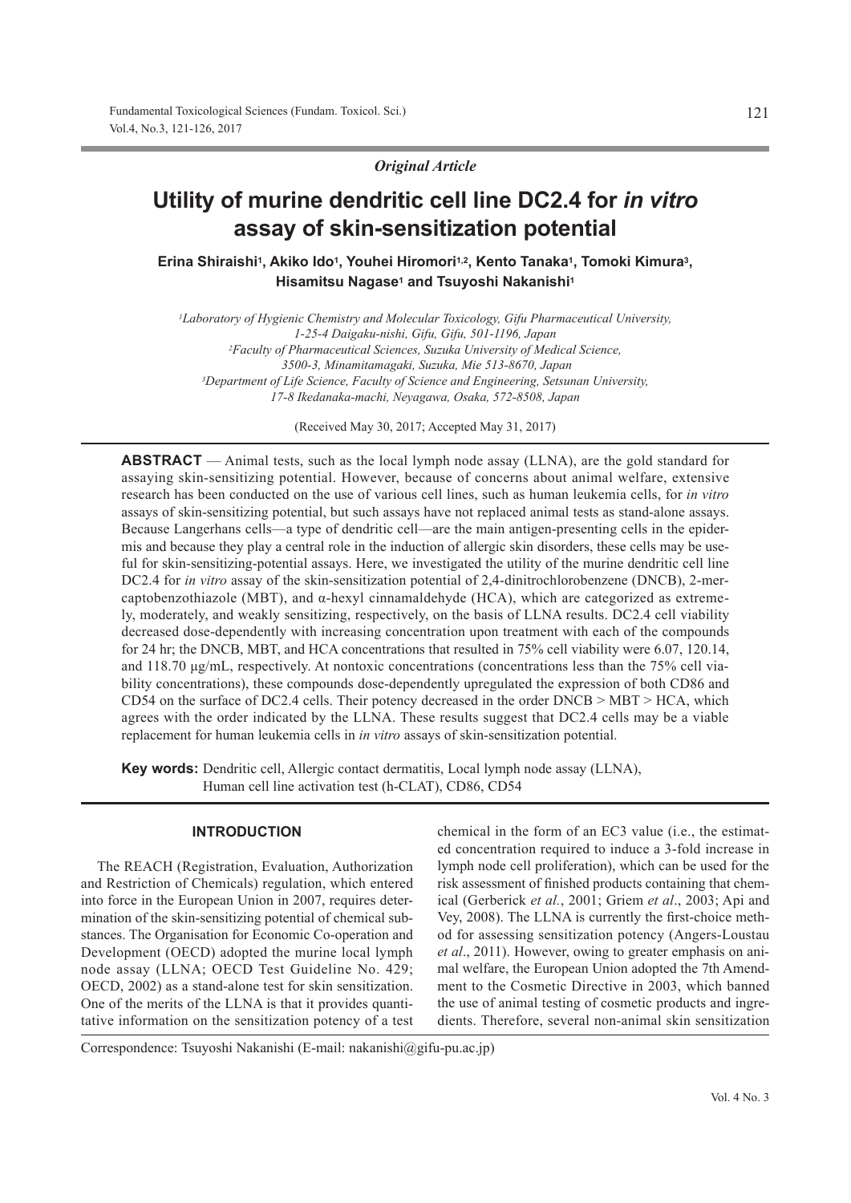*Original Article*

# Utility of murine dendritic cell line DC2.4 for *in vitro* assay of skin-sensitization potential

**Erina Shiraishi[1], Akiko Ido[1], Youhei Hiromori[1,2], Kento Tanaka[1], Tomoki Kimura[3], Hisamitsu Nagase[1] and Tsuyoshi Nakanishi[1]**

*[1]Laboratory of Hygienic Chemistry and Molecular Toxicology, Gifu Pharmaceutical University, 1-25-4 Daigaku-nishi, Gifu, Gifu, 501-1196, Japan*
*[2]Faculty of Pharmaceutical Sciences, Suzuka University of Medical Science, 3500-3, Minamitamagaki, Suzuka, Mie 513-8670, Japan*
*[3]Department of Life Science, Faculty of Science and Engineering, Setsunan University, 17-8 Ikedanaka-machi, Neyagawa, Osaka, 572-8508, Japan*

(Received May 30, 2017; Accepted May 31, 2017)

**ABSTRACT** — Animal tests, such as the local lymph node assay (LLNA), are the gold standard for assaying skin-sensitizing potential. However, because of concerns about animal welfare, extensive research has been conducted on the use of various cell lines, such as human leukemia cells, for *in vitro* assays of skin-sensitizing potential, but such assays have not replaced animal tests as stand-alone assays. Because Langerhans cells—a type of dendritic cell—are the main antigen-presenting cells in the epidermis and because they play a central role in the induction of allergic skin disorders, these cells may be useful for skin-sensitizing-potential assays. Here, we investigated the utility of the murine dendritic cell line DC2.4 for *in vitro* assay of the skin-sensitization potential of 2,4-dinitrochlorobenzene (DNCB), 2-mercaptobenzothiazole (MBT), and α-hexyl cinnamaldehyde (HCA), which are categorized as extremely, moderately, and weakly sensitizing, respectively, on the basis of LLNA results. DC2.4 cell viability decreased dose-dependently with increasing concentration upon treatment with each of the compounds for 24 hr; the DNCB, MBT, and HCA concentrations that resulted in 75% cell viability were 6.07, 120.14, and 118.70 μg/mL, respectively. At nontoxic concentrations (concentrations less than the 75% cell viability concentrations), these compounds dose-dependently upregulated the expression of both CD86 and CD54 on the surface of DC2.4 cells. Their potency decreased in the order DNCB > MBT > HCA, which agrees with the order indicated by the LLNA. These results suggest that DC2.4 cells may be a viable replacement for human leukemia cells in *in vitro* assays of skin-sensitization potential.

**Key words:** Dendritic cell, Allergic contact dermatitis, Local lymph node assay (LLNA), Human cell line activation test (h-CLAT), CD86, CD54

## INTRODUCTION

The REACH (Registration, Evaluation, Authorization and Restriction of Chemicals) regulation, which entered into force in the European Union in 2007, requires determination of the skin-sensitizing potential of chemical substances. The Organisation for Economic Co-operation and Development (OECD) adopted the murine local lymph node assay (LLNA; OECD Test Guideline No. 429; OECD, 2002) as a stand-alone test for skin sensitization. One of the merits of the LLNA is that it provides quantitative information on the sensitization potency of a test chemical in the form of an EC3 value (i.e., the estimated concentration required to induce a 3-fold increase in lymph node cell proliferation), which can be used for the risk assessment of finished products containing that chemical (Gerberick *et al.*, 2001; Griem *et al*., 2003; Api and Vey, 2008). The LLNA is currently the first-choice method for assessing sensitization potency (Angers-Loustau *et al*., 2011). However, owing to greater emphasis on animal welfare, the European Union adopted the 7th Amendment to the Cosmetic Directive in 2003, which banned the use of animal testing of cosmetic products and ingredients. Therefore, several non-animal skin sensitization

Correspondence: Tsuyoshi Nakanishi (E-mail: nakanishi@gifu-pu.ac.jp)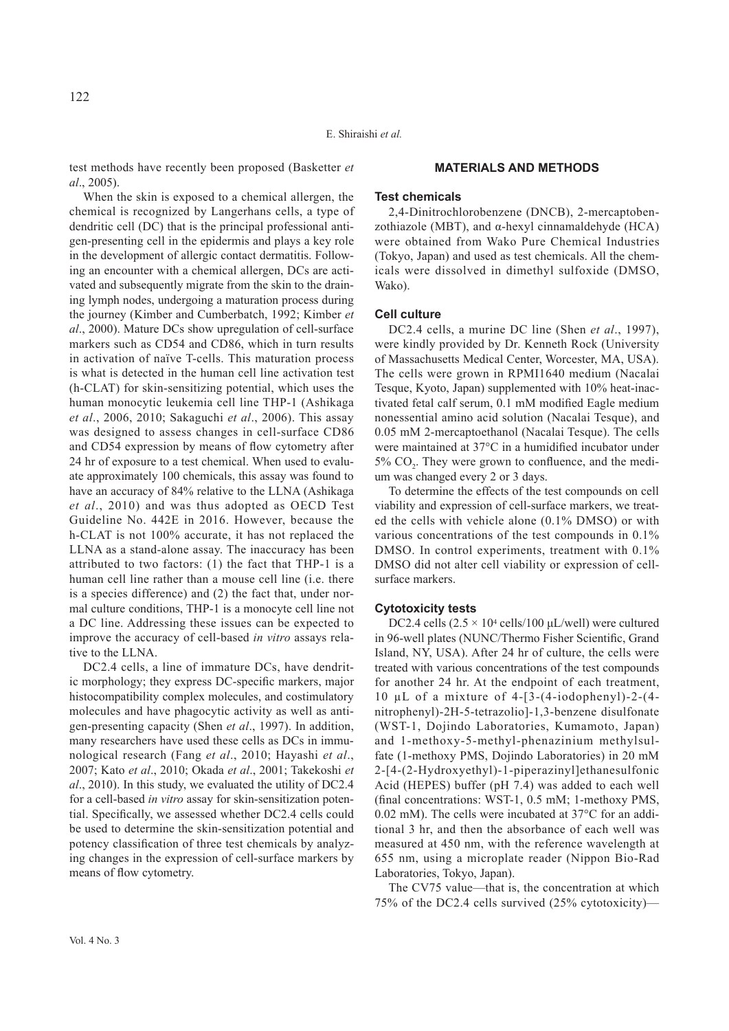test methods have recently been proposed (Basketter *et al*., 2005).

When the skin is exposed to a chemical allergen, the chemical is recognized by Langerhans cells, a type of dendritic cell (DC) that is the principal professional antigen-presenting cell in the epidermis and plays a key role in the development of allergic contact dermatitis. Following an encounter with a chemical allergen, DCs are activated and subsequently migrate from the skin to the draining lymph nodes, undergoing a maturation process during the journey (Kimber and Cumberbatch, 1992; Kimber *et al*., 2000). Mature DCs show upregulation of cell-surface markers such as CD54 and CD86, which in turn results in activation of naïve T-cells. This maturation process is what is detected in the human cell line activation test (h-CLAT) for skin-sensitizing potential, which uses the human monocytic leukemia cell line THP-1 (Ashikaga *et al*., 2006, 2010; Sakaguchi *et al*., 2006). This assay was designed to assess changes in cell-surface CD86 and CD54 expression by means of flow cytometry after 24 hr of exposure to a test chemical. When used to evaluate approximately 100 chemicals, this assay was found to have an accuracy of 84% relative to the LLNA (Ashikaga *et al*., 2010) and was thus adopted as OECD Test Guideline No. 442E in 2016. However, because the h-CLAT is not 100% accurate, it has not replaced the LLNA as a stand-alone assay. The inaccuracy has been attributed to two factors: (1) the fact that THP-1 is a human cell line rather than a mouse cell line (i.e. there is a species difference) and (2) the fact that, under normal culture conditions, THP-1 is a monocyte cell line not a DC line. Addressing these issues can be expected to improve the accuracy of cell-based *in vitro* assays relative to the LLNA.

DC2.4 cells, a line of immature DCs, have dendritic morphology; they express DC-specific markers, major histocompatibility complex molecules, and costimulatory molecules and have phagocytic activity as well as antigen-presenting capacity (Shen *et al*., 1997). In addition, many researchers have used these cells as DCs in immunological research (Fang *et al*., 2010; Hayashi *et al*., 2007; Kato *et al*., 2010; Okada *et al*., 2001; Takekoshi *et al*., 2010). In this study, we evaluated the utility of DC2.4 for a cell-based *in vitro* assay for skin-sensitization potential. Specifically, we assessed whether DC2.4 cells could be used to determine the skin-sensitization potential and potency classification of three test chemicals by analyzing changes in the expression of cell-surface markers by means of flow cytometry.

## MATERIALS AND METHODS

### Test chemicals

2,4-Dinitrochlorobenzene (DNCB), 2-mercaptobenzothiazole (MBT), and α-hexyl cinnamaldehyde (HCA) were obtained from Wako Pure Chemical Industries (Tokyo, Japan) and used as test chemicals. All the chemicals were dissolved in dimethyl sulfoxide (DMSO, Wako).

### Cell culture

DC2.4 cells, a murine DC line (Shen *et al*., 1997), were kindly provided by Dr. Kenneth Rock (University of Massachusetts Medical Center, Worcester, MA, USA). The cells were grown in RPMI1640 medium (Nacalai Tesque, Kyoto, Japan) supplemented with 10% heat-inactivated fetal calf serum, 0.1 mM modified Eagle medium nonessential amino acid solution (Nacalai Tesque), and 0.05 mM 2-mercaptoethanol (Nacalai Tesque). The cells were maintained at 37°C in a humidified incubator under 5% $CO_2$. They were grown to confluence, and the medium was changed every 2 or 3 days.

To determine the effects of the test compounds on cell viability and expression of cell-surface markers, we treated the cells with vehicle alone (0.1% DMSO) or with various concentrations of the test compounds in 0.1% DMSO. In control experiments, treatment with 0.1% DMSO did not alter cell viability or expression of cell-surface markers.

### Cytotoxicity tests

DC2.4 cells ($2.5 \times 10^4$ cells/100 µL/well) were cultured in 96-well plates (NUNC/Thermo Fisher Scientific, Grand Island, NY, USA). After 24 hr of culture, the cells were treated with various concentrations of the test compounds for another 24 hr. At the endpoint of each treatment, 10 µL of a mixture of 4-[3-(4-iodophenyl)-2-(4-nitrophenyl)-2H-5-tetrazolio]-1,3-benzene disulfonate (WST-1, Dojindo Laboratories, Kumamoto, Japan) and 1-methoxy-5-methyl-phenazinium methylsulfate (1-methoxy PMS, Dojindo Laboratories) in 20 mM 2-[4-(2-Hydroxyethyl)-1-piperazinyl]ethanesulfonic Acid (HEPES) buffer (pH 7.4) was added to each well (final concentrations: WST-1, 0.5 mM; 1-methoxy PMS, 0.02 mM). The cells were incubated at 37°C for an additional 3 hr, and then the absorbance of each well was measured at 450 nm, with the reference wavelength at 655 nm, using a microplate reader (Nippon Bio-Rad Laboratories, Tokyo, Japan).

The CV75 value—that is, the concentration at which 75% of the DC2.4 cells survived (25% cytotoxicity)—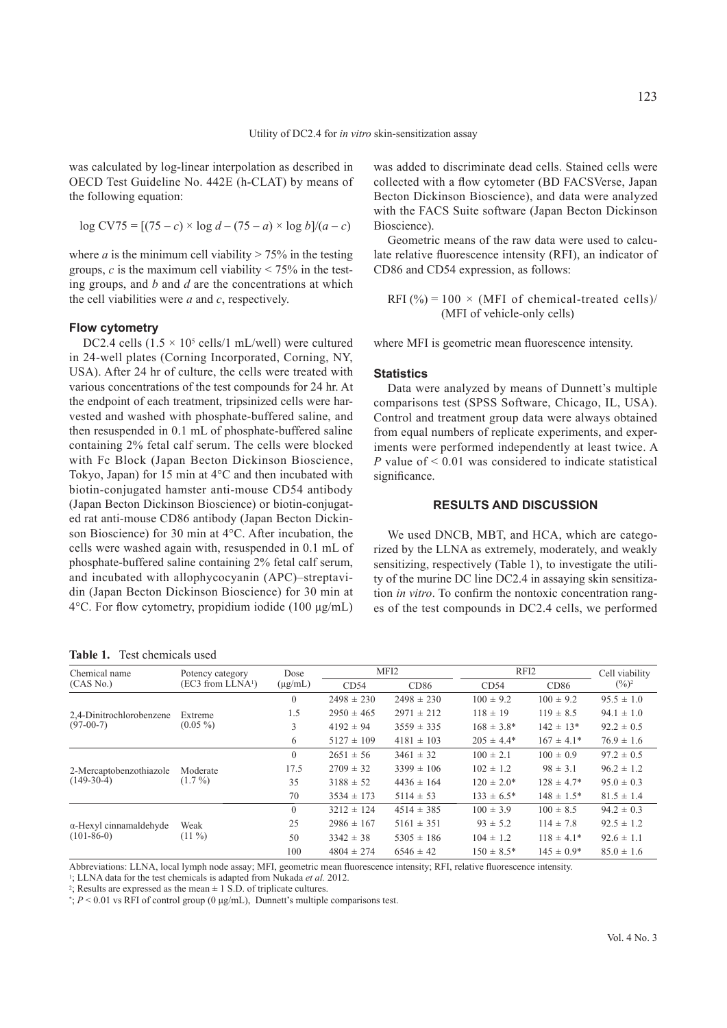was calculated by log-linear interpolation as described in OECD Test Guideline No. 442E (h-CLAT) by means of the following equation:

$$\log \text{CV75} = [(75 - c) \times \log d - (75 - a) \times \log b]/(a - c)$$

where $a$ is the minimum cell viability > 75% in the testing groups, $c$ is the maximum cell viability < 75% in the testing groups, and $b$ and $d$ are the concentrations at which the cell viabilities were $a$ and $c$, respectively.

### Flow cytometry

DC2.4 cells ($1.5 \times 10^5$ cells/1 mL/well) were cultured in 24-well plates (Corning Incorporated, Corning, NY, USA). After 24 hr of culture, the cells were treated with various concentrations of the test compounds for 24 hr. At the endpoint of each treatment, tripsinized cells were harvested and washed with phosphate-buffered saline, and then resuspended in 0.1 mL of phosphate-buffered saline containing 2% fetal calf serum. The cells were blocked with Fc Block (Japan Becton Dickinson Bioscience, Tokyo, Japan) for 15 min at 4°C and then incubated with biotin-conjugated hamster anti-mouse CD54 antibody (Japan Becton Dickinson Bioscience) or biotin-conjugated rat anti-mouse CD86 antibody (Japan Becton Dickinson Bioscience) for 30 min at 4°C. After incubation, the cells were washed again with, resuspended in 0.1 mL of phosphate-buffered saline containing 2% fetal calf serum, and incubated with allophycocyanin (APC)–streptavidin (Japan Becton Dickinson Bioscience) for 30 min at 4°C. For flow cytometry, propidium iodide (100 µg/mL) was added to discriminate dead cells. Stained cells were collected with a flow cytometer (BD FACSVerse, Japan Becton Dickinson Bioscience), and data were analyzed with the FACS Suite software (Japan Becton Dickinson Bioscience).

Geometric means of the raw data were used to calculate relative fluorescence intensity (RFI), an indicator of CD86 and CD54 expression, as follows:

$$\text{RFI } (\%) = 100 \times (\text{MFI of chemical-treated cells})/(\text{MFI of vehicle-only cells})$$

where MFI is geometric mean fluorescence intensity.

### Statistics

Data were analyzed by means of Dunnett's multiple comparisons test (SPSS Software, Chicago, IL, USA). Control and treatment group data were always obtained from equal numbers of replicate experiments, and experiments were performed independently at least twice. A $P$ value of < 0.01 was considered to indicate statistical significance.

## RESULTS AND DISCUSSION

We used DNCB, MBT, and HCA, which are categorized by the LLNA as extremely, moderately, and weakly sensitizing, respectively (Table 1), to investigate the utility of the murine DC line DC2.4 in assaying skin sensitization *in vitro*. To confirm the nontoxic concentration ranges of the test compounds in DC2.4 cells, we performed

**Table 1.** Test chemicals used

| Chemical name (CAS No.) | Potency category (EC3 from LLNA[1]) | Dose (µg/mL) | MFI[2] | | RFI[2] | | Cell viability (%)[2] |
|---|---|---|---|---|---|---|---|
| | | | CD54 | CD86 | CD54 | CD86 | |
| 2,4-Dinitrochlorobenzene (97-00-7) | Extreme (0.05 %) | 0 | 2498 ± 230 | 2498 ± 230 | 100 ± 9.2 | 100 ± 9.2 | 95.5 ± 1.0 |
| | | 1.5 | 2950 ± 465 | 2971 ± 212 | 118 ± 19 | 119 ± 8.5 | 94.1 ± 1.0 |
| | | 3 | 4192 ± 94 | 3559 ± 335 | 168 ± 3.8* | 142 ± 13* | 92.2 ± 0.5 |
| | | 6 | 5127 ± 109 | 4181 ± 103 | 205 ± 4.4* | 167 ± 4.1* | 76.9 ± 1.6 |
| 2-Mercaptobenzothiazole (149-30-4) | Moderate (1.7 %) | 0 | 2651 ± 56 | 3461 ± 32 | 100 ± 2.1 | 100 ± 0.9 | 97.2 ± 0.5 |
| | | 17.5 | 2709 ± 32 | 3399 ± 106 | 102 ± 1.2 | 98 ± 3.1 | 96.2 ± 1.2 |
| | | 35 | 3188 ± 52 | 4436 ± 164 | 120 ± 2.0* | 128 ± 4.7* | 95.0 ± 0.3 |
| | | 70 | 3534 ± 173 | 5114 ± 53 | 133 ± 6.5* | 148 ± 1.5* | 81.5 ± 1.4 |
| α-Hexyl cinnamaldehyde (101-86-0) | Weak (11 %) | 0 | 3212 ± 124 | 4514 ± 385 | 100 ± 3.9 | 100 ± 8.5 | 94.2 ± 0.3 |
| | | 25 | 2986 ± 167 | 5161 ± 351 | 93 ± 5.2 | 114 ± 7.8 | 92.5 ± 1.2 |
| | | 50 | 3342 ± 38 | 5305 ± 186 | 104 ± 1.2 | 118 ± 4.1* | 92.6 ± 1.1 |
| | | 100 | 4804 ± 274 | 6546 ± 42 | 150 ± 8.5* | 145 ± 0.9* | 85.0 ± 1.6 |

Abbreviations: LLNA, local lymph node assay; MFI, geometric mean fluorescence intensity; RFI, relative fluorescence intensity.

[1]; LLNA data for the test chemicals is adapted from Nukada *et al.* 2012.

[2]; Results are expressed as the mean ± 1 S.D. of triplicate cultures.

*; $P < 0.01$ vs RFI of control group (0 µg/mL), Dunnett's multiple comparisons test.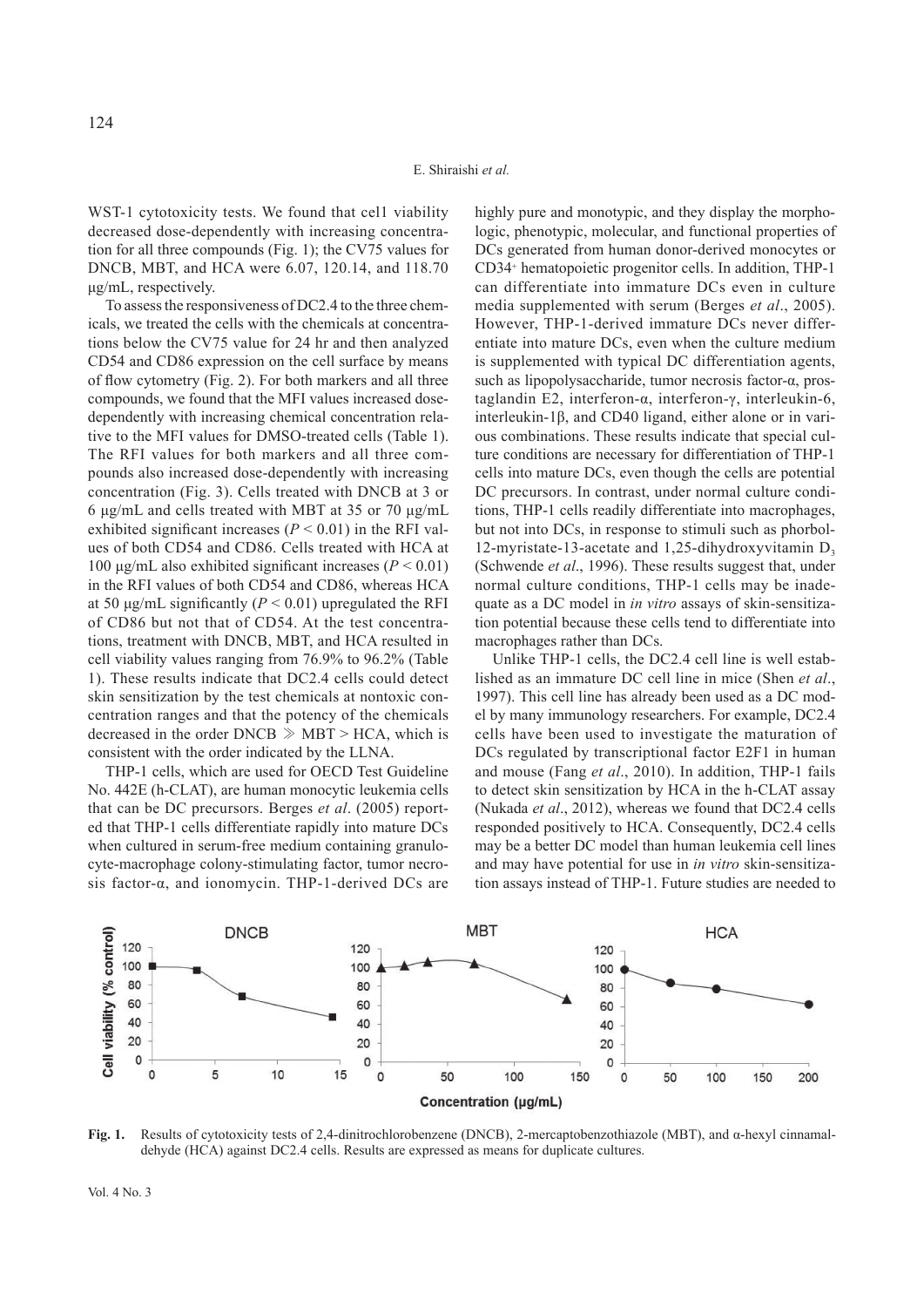WST-1 cytotoxicity tests. We found that cell viability decreased dose-dependently with increasing concentration for all three compounds (Fig. 1); the CV75 values for DNCB, MBT, and HCA were 6.07, 120.14, and 118.70 μg/mL, respectively.

To assess the responsiveness of DC2.4 to the three chemicals, we treated the cells with the chemicals at concentrations below the CV75 value for 24 hr and then analyzed CD54 and CD86 expression on the cell surface by means of flow cytometry (Fig. 2). For both markers and all three compounds, we found that the MFI values increased dose-dependently with increasing chemical concentration relative to the MFI values for DMSO-treated cells (Table 1). The RFI values for both markers and all three compounds also increased dose-dependently with increasing concentration (Fig. 3). Cells treated with DNCB at 3 or 6 μg/mL and cells treated with MBT at 35 or 70 μg/mL exhibited significant increases ($P < 0.01$) in the RFI values of both CD54 and CD86. Cells treated with HCA at 100 μg/mL also exhibited significant increases ($P < 0.01$) in the RFI values of both CD54 and CD86, whereas HCA at 50 μg/mL significantly ($P < 0.01$) upregulated the RFI of CD86 but not that of CD54. At the test concentrations, treatment with DNCB, MBT, and HCA resulted in cell viability values ranging from 76.9% to 96.2% (Table 1). These results indicate that DC2.4 cells could detect skin sensitization by the test chemicals at nontoxic concentration ranges and that the potency of the chemicals decreased in the order DNCB $\gg$ MBT > HCA, which is consistent with the order indicated by the LLNA.

THP-1 cells, which are used for OECD Test Guideline No. 442E (h-CLAT), are human monocytic leukemia cells that can be DC precursors. Berges *et al*. (2005) reported that THP-1 cells differentiate rapidly into mature DCs when cultured in serum-free medium containing granulocyte-macrophage colony-stimulating factor, tumor necrosis factor-α, and ionomycin. THP-1-derived DCs are highly pure and monotypic, and they display the morphologic, phenotypic, molecular, and functional properties of DCs generated from human donor-derived monocytes or CD34[+] hematopoietic progenitor cells. In addition, THP-1 can differentiate into immature DCs even in culture media supplemented with serum (Berges *et al*., 2005). However, THP-1-derived immature DCs never differentiate into mature DCs, even when the culture medium is supplemented with typical DC differentiation agents, such as lipopolysaccharide, tumor necrosis factor-α, prostaglandin E2, interferon-α, interferon-γ, interleukin-6, interleukin-1β, and CD40 ligand, either alone or in various combinations. These results indicate that special culture conditions are necessary for differentiation of THP-1 cells into mature DCs, even though the cells are potential DC precursors. In contrast, under normal culture conditions, THP-1 cells readily differentiate into macrophages, but not into DCs, in response to stimuli such as phorbol-12-myristate-13-acetate and 1,25-dihydroxyvitamin $D_3$ (Schwende *et al*., 1996). These results suggest that, under normal culture conditions, THP-1 cells may be inadequate as a DC model in *in vitro* assays of skin-sensitization potential because these cells tend to differentiate into macrophages rather than DCs.

Unlike THP-1 cells, the DC2.4 cell line is well established as an immature DC cell line in mice (Shen *et al*., 1997). This cell line has already been used as a DC model by many immunology researchers. For example, DC2.4 cells have been used to investigate the maturation of DCs regulated by transcriptional factor E2F1 in human and mouse (Fang *et al*., 2010). In addition, THP-1 fails to detect skin sensitization by HCA in the h-CLAT assay (Nukada *et al*., 2012), whereas we found that DC2.4 cells responded positively to HCA. Consequently, DC2.4 cells may be a better DC model than human leukemia cell lines and may have potential for use in *in vitro* skin-sensitization assays instead of THP-1. Future studies are needed to

**Fig. 1.** Results of cytotoxicity tests of 2,4-dinitrochlorobenzene (DNCB), 2-mercaptobenzothiazole (MBT), and α-hexyl cinnamaldehyde (HCA) against DC2.4 cells. Results are expressed as means for duplicate cultures.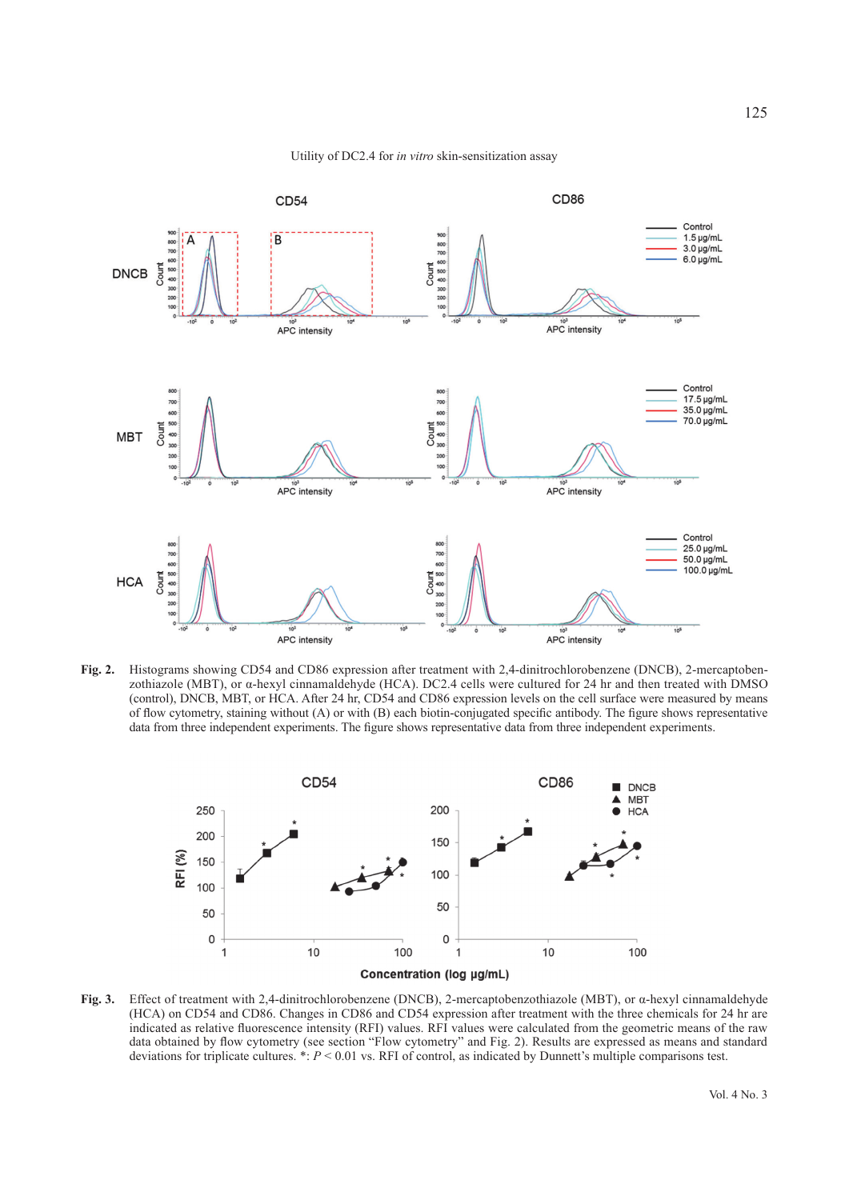**Fig. 2.** Histograms showing CD54 and CD86 expression after treatment with 2,4-dinitrochlorobenzene (DNCB), 2-mercaptobenzothiazole (MBT), or α-hexyl cinnamaldehyde (HCA). DC2.4 cells were cultured for 24 hr and then treated with DMSO (control), DNCB, MBT, or HCA. After 24 hr, CD54 and CD86 expression levels on the cell surface were measured by means of flow cytometry, staining without (A) or with (B) each biotin-conjugated specific antibody. The figure shows representative data from three independent experiments. The figure shows representative data from three independent experiments.

**Fig. 3.** Effect of treatment with 2,4-dinitrochlorobenzene (DNCB), 2-mercaptobenzothiazole (MBT), or α-hexyl cinnamaldehyde (HCA) on CD54 and CD86. Changes in CD86 and CD54 expression after treatment with the three chemicals for 24 hr are indicated as relative fluorescence intensity (RFI) values. RFI values were calculated from the geometric means of the raw data obtained by flow cytometry (see section "Flow cytometry" and Fig. 2). Results are expressed as means and standard deviations for triplicate cultures. *: $P < 0.01$ vs. RFI of control, as indicated by Dunnett's multiple comparisons test.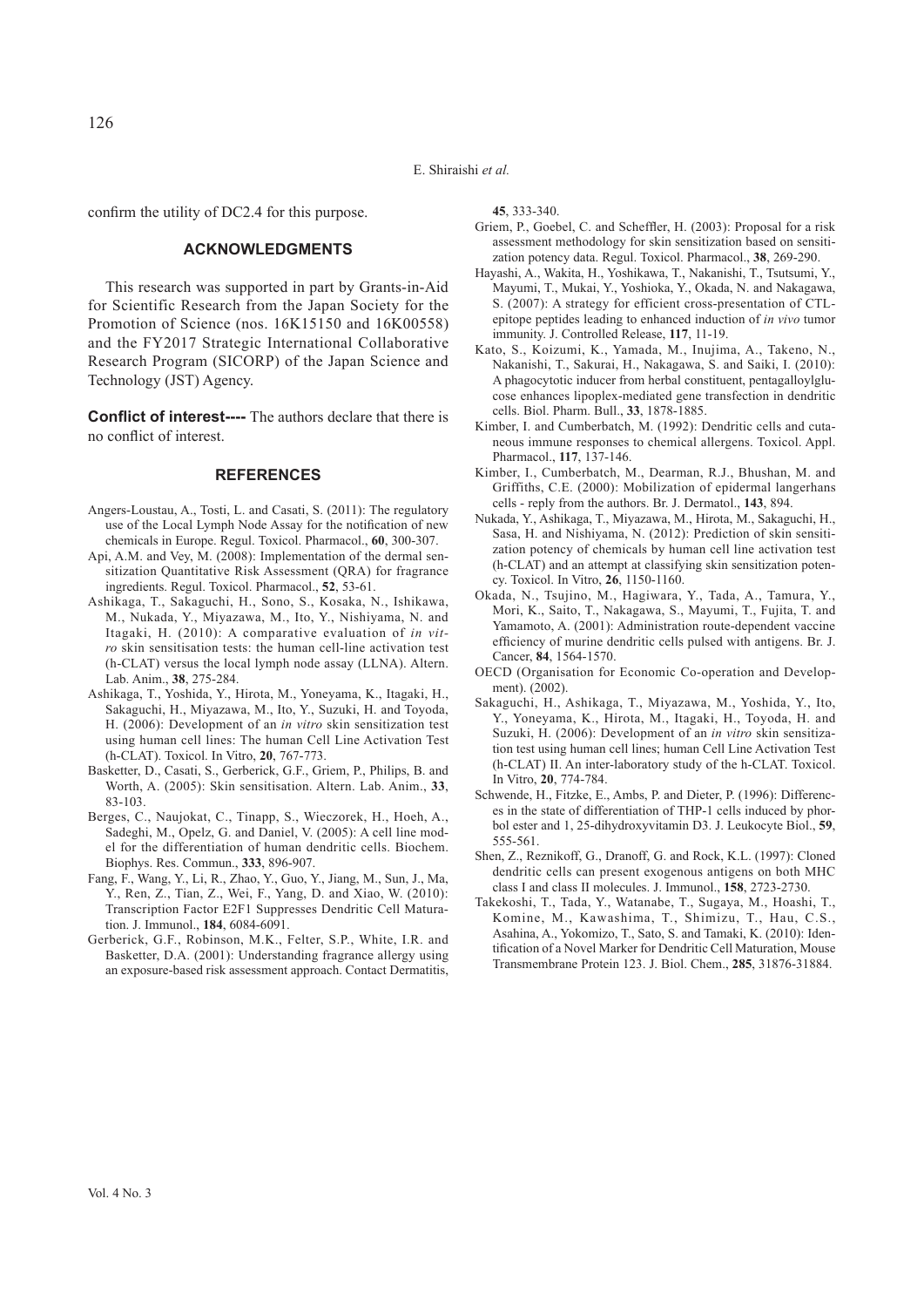confirm the utility of DC2.4 for this purpose.

## ACKNOWLEDGMENTS

This research was supported in part by Grants-in-Aid for Scientific Research from the Japan Society for the Promotion of Science (nos. 16K15150 and 16K00558) and the FY2017 Strategic International Collaborative Research Program (SICORP) of the Japan Science and Technology (JST) Agency.

**Conflict of interest----** The authors declare that there is no conflict of interest.

## REFERENCES

Angers-Loustau, A., Tosti, L. and Casati, S. (2011): The regulatory use of the Local Lymph Node Assay for the notification of new chemicals in Europe. Regul. Toxicol. Pharmacol., **60**, 300-307.

Api, A.M. and Vey, M. (2008): Implementation of the dermal sensitization Quantitative Risk Assessment (QRA) for fragrance ingredients. Regul. Toxicol. Pharmacol., **52**, 53-61.

Ashikaga, T., Sakaguchi, H., Sono, S., Kosaka, N., Ishikawa, M., Nukada, Y., Miyazawa, M., Ito, Y., Nishiyama, N. and Itagaki, H. (2010): A comparative evaluation of *in vitro* skin sensitisation tests: the human cell-line activation test (h-CLAT) versus the local lymph node assay (LLNA). Altern. Lab. Anim., **38**, 275-284.

Ashikaga, T., Yoshida, Y., Hirota, M., Yoneyama, K., Itagaki, H., Sakaguchi, H., Miyazawa, M., Ito, Y., Suzuki, H. and Toyoda, H. (2006): Development of an *in vitro* skin sensitization test using human cell lines: The human Cell Line Activation Test (h-CLAT). Toxicol. In Vitro, **20**, 767-773.

Basketter, D., Casati, S., Gerberick, G.F., Griem, P., Philips, B. and Worth, A. (2005): Skin sensitisation. Altern. Lab. Anim., **33**, 83-103.

Berges, C., Naujokat, C., Tinapp, S., Wieczorek, H., Hoeh, A., Sadeghi, M., Opelz, G. and Daniel, V. (2005): A cell line model for the differentiation of human dendritic cells. Biochem. Biophys. Res. Commun., **333**, 896-907.

Fang, F., Wang, Y., Li, R., Zhao, Y., Guo, Y., Jiang, M., Sun, J., Ma, Y., Ren, Z., Tian, Z., Wei, F., Yang, D. and Xiao, W. (2010): Transcription Factor E2F1 Suppresses Dendritic Cell Maturation. J. Immunol., **184**, 6084-6091.

Gerberick, G.F., Robinson, M.K., Felter, S.P., White, I.R. and Basketter, D.A. (2001): Understanding fragrance allergy using an exposure-based risk assessment approach. Contact Dermatitis, **45**, 333-340.

Griem, P., Goebel, C. and Scheffler, H. (2003): Proposal for a risk assessment methodology for skin sensitization based on sensitization potency data. Regul. Toxicol. Pharmacol., **38**, 269-290.

Hayashi, A., Wakita, H., Yoshikawa, T., Nakanishi, T., Tsutsumi, Y., Mayumi, T., Mukai, Y., Yoshioka, Y., Okada, N. and Nakagawa, S. (2007): A strategy for efficient cross-presentation of CTL-epitope peptides leading to enhanced induction of *in vivo* tumor immunity. J. Controlled Release, **117**, 11-19.

Kato, S., Koizumi, K., Yamada, M., Inujima, A., Takeno, N., Nakanishi, T., Sakurai, H., Nakagawa, S. and Saiki, I. (2010): A phagocytotic inducer from herbal constituent, pentagalloylglucose enhances lipoplex-mediated gene transfection in dendritic cells. Biol. Pharm. Bull., **33**, 1878-1885.

Kimber, I. and Cumberbatch, M. (1992): Dendritic cells and cutaneous immune responses to chemical allergens. Toxicol. Appl. Pharmacol., **117**, 137-146.

Kimber, I., Cumberbatch, M., Dearman, R.J., Bhushan, M. and Griffiths, C.E. (2000): Mobilization of epidermal langerhans cells - reply from the authors. Br. J. Dermatol., **143**, 894.

Nukada, Y., Ashikaga, T., Miyazawa, M., Hirota, M., Sakaguchi, H., Sasa, H. and Nishiyama, N. (2012): Prediction of skin sensitization potency of chemicals by human cell line activation test (h-CLAT) and an attempt at classifying skin sensitization potency. Toxicol. In Vitro, **26**, 1150-1160.

Okada, N., Tsujino, M., Hagiwara, Y., Tada, A., Tamura, Y., Mori, K., Saito, T., Nakagawa, S., Mayumi, T., Fujita, T. and Yamamoto, A. (2001): Administration route-dependent vaccine efficiency of murine dendritic cells pulsed with antigens. Br. J. Cancer, **84**, 1564-1570.

OECD (Organisation for Economic Co-operation and Development). (2002).

Sakaguchi, H., Ashikaga, T., Miyazawa, M., Yoshida, Y., Ito, Y., Yoneyama, K., Hirota, M., Itagaki, H., Toyoda, H. and Suzuki, H. (2006): Development of an *in vitro* skin sensitization test using human cell lines; human Cell Line Activation Test (h-CLAT) II. An inter-laboratory study of the h-CLAT. Toxicol. In Vitro, **20**, 774-784.

Schwende, H., Fitzke, E., Ambs, P. and Dieter, P. (1996): Differences in the state of differentiation of THP-1 cells induced by phorbol ester and 1, 25-dihydroxyvitamin D3. J. Leukocyte Biol., **59**, 555-561.

Shen, Z., Reznikoff, G., Dranoff, G. and Rock, K.L. (1997): Cloned dendritic cells can present exogenous antigens on both MHC class I and class II molecules. J. Immunol., **158**, 2723-2730.

Takekoshi, T., Tada, Y., Watanabe, T., Sugaya, M., Hoashi, T., Komine, M., Kawashima, T., Shimizu, T., Hau, C.S., Asahina, A., Yokomizo, T., Sato, S. and Tamaki, K. (2010): Identification of a Novel Marker for Dendritic Cell Maturation, Mouse Transmembrane Protein 123. J. Biol. Chem., **285**, 31876-31884.